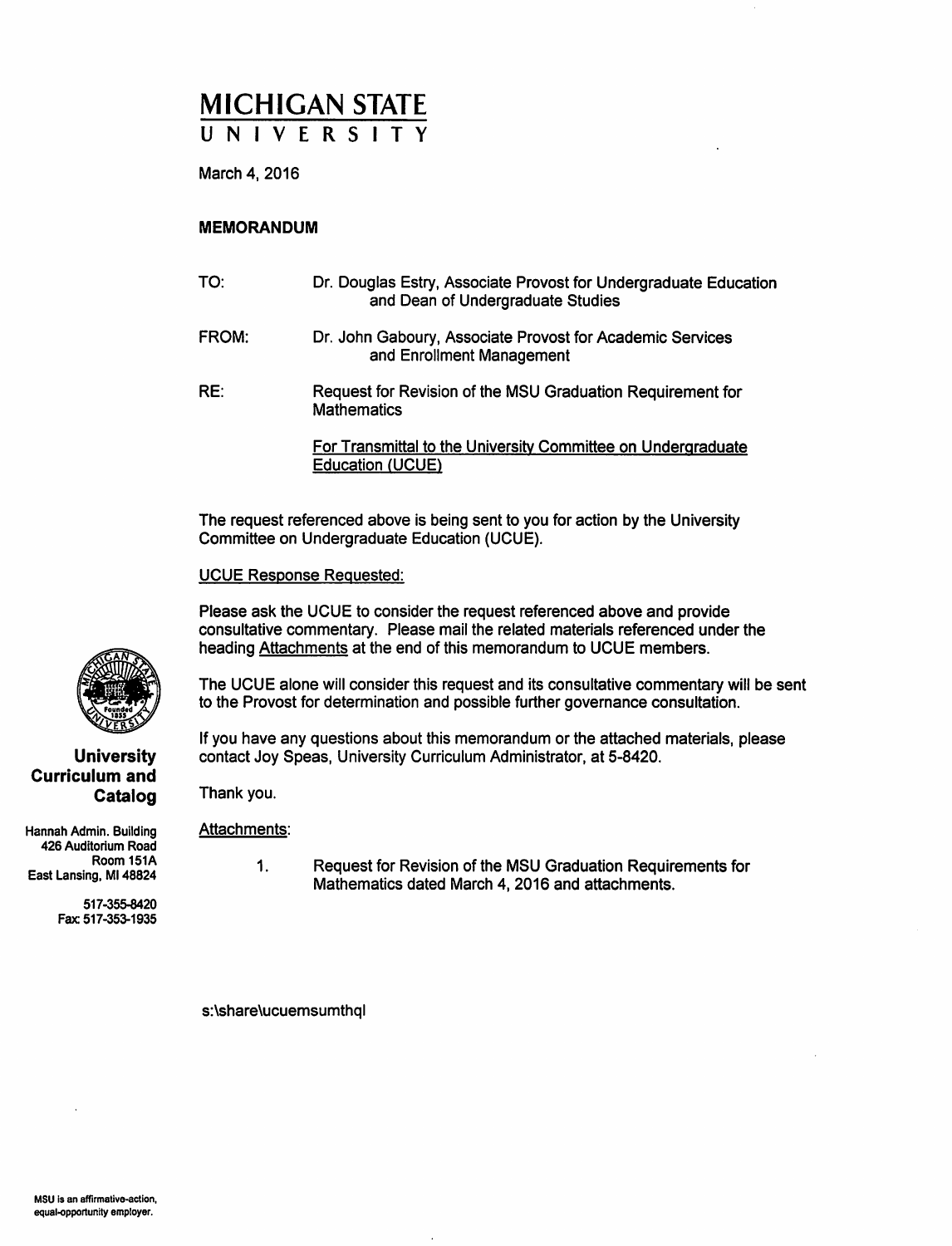# MICHIGAN STATE UNIVERSITY

March 4, 2016

**MEMORANDUM**

TO: Dr. Douglas Estry, Associate Provost for Undergraduate Education and Dean of Undergraduate Studies

FROM: Dr. John Gaboury, Associate Provost for Academic Services and Enrollment Management

RE: Request for Revision of the MSU Graduation Requirement for Mathematics

For Transmittal to the University Committee on Undergraduate Education (UCUE)

The request referenced above is being sent to you for action by the University Committee on Undergraduate Education (UCUE).

UCUE Response Requested:

Please ask the UCUE to consider the request referenced above and provide consultative commentary. Please mail the related materials referenced under the heading Attachments at the end of this memorandum to UCUE members.

The UCUE alone will consider this request and its consultative commentary will be sent to the Provost for determination and possible further governance consultation.

If you have any questions about this memorandum or the attached materials, please contact Joy Speas, University Curriculum Administrator, at 5-8420.

Thank you.

Attachments:

1. Request for Revision of the MSU Graduation Requirements for Mathematics dated March 4, 2016 and attachments.

s:\share\ucuemsumthql

**University Curriculum and Catalog**

Hannah Admin. Building
426 Auditorium Road
Room 151A
East Lansing, MI 48824

517-355-8420
Fax: 517-353-1935

MSU is an affirmative-action, equal-opportunity employer.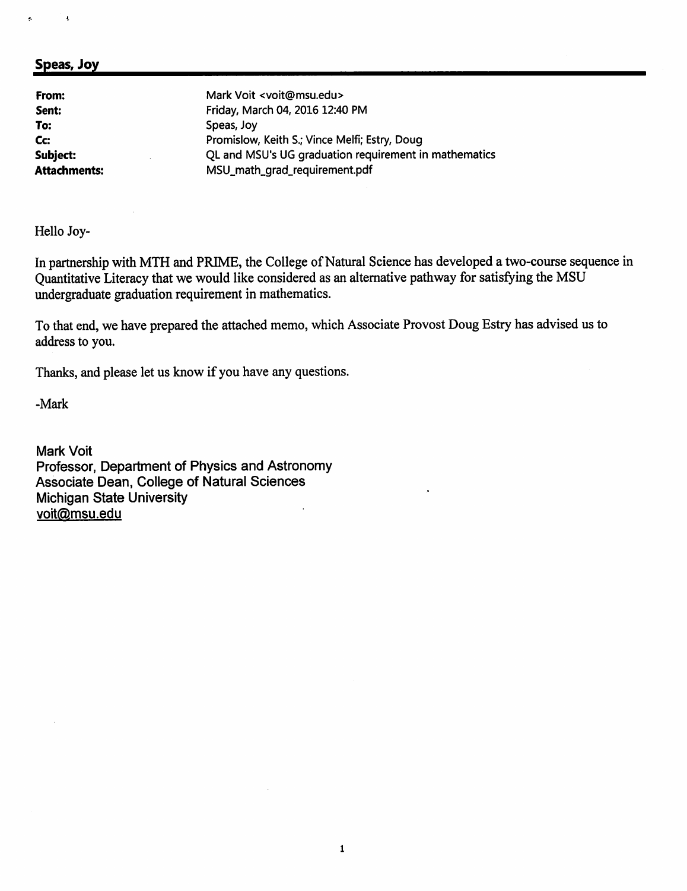## Speas, Joy

| | |
|---|---|
| **From:** | Mark Voit <voit@msu.edu> |
| **Sent:** | Friday, March 04, 2016 12:40 PM |
| **To:** | Speas, Joy |
| **Cc:** | Promislow, Keith S.; Vince Melfi; Estry, Doug |
| **Subject:** | QL and MSU's UG graduation requirement in mathematics |
| **Attachments:** | MSU_math_grad_requirement.pdf |

Hello Joy-

In partnership with MTH and PRIME, the College of Natural Science has developed a two-course sequence in Quantitative Literacy that we would like considered as an alternative pathway for satisfying the MSU undergraduate graduation requirement in mathematics.

To that end, we have prepared the attached memo, which Associate Provost Doug Estry has advised us to address to you.

Thanks, and please let us know if you have any questions.

-Mark

Mark Voit
Professor, Department of Physics and Astronomy
Associate Dean, College of Natural Sciences
Michigan State University
voit@msu.edu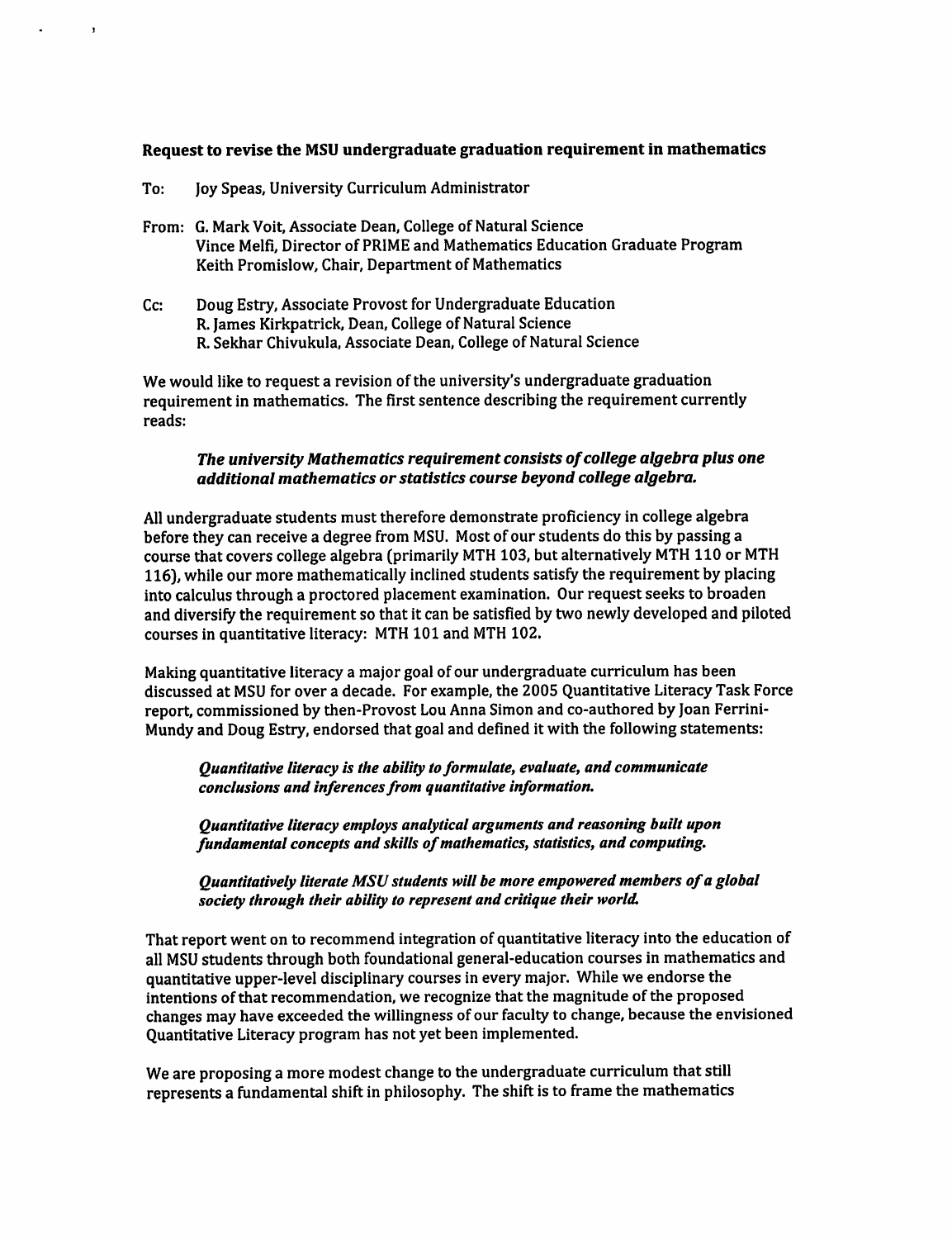**Request to revise the MSU undergraduate graduation requirement in mathematics**

To: Joy Speas, University Curriculum Administrator

From: G. Mark Voit, Associate Dean, College of Natural Science
Vince Melfi, Director of PRIME and Mathematics Education Graduate Program
Keith Promislow, Chair, Department of Mathematics

Cc: Doug Estry, Associate Provost for Undergraduate Education
R. James Kirkpatrick, Dean, College of Natural Science
R. Sekhar Chivukula, Associate Dean, College of Natural Science

We would like to request a revision of the university's undergraduate graduation requirement in mathematics. The first sentence describing the requirement currently reads:

> ***The university Mathematics requirement consists of college algebra plus one additional mathematics or statistics course beyond college algebra.***

All undergraduate students must therefore demonstrate proficiency in college algebra before they can receive a degree from MSU. Most of our students do this by passing a course that covers college algebra (primarily MTH 103, but alternatively MTH 110 or MTH 116), while our more mathematically inclined students satisfy the requirement by placing into calculus through a proctored placement examination. Our request seeks to broaden and diversify the requirement so that it can be satisfied by two newly developed and piloted courses in quantitative literacy: MTH 101 and MTH 102.

Making quantitative literacy a major goal of our undergraduate curriculum has been discussed at MSU for over a decade. For example, the 2005 Quantitative Literacy Task Force report, commissioned by then-Provost Lou Anna Simon and co-authored by Joan Ferrini-Mundy and Doug Estry, endorsed that goal and defined it with the following statements:

> ***Quantitative literacy is the ability to formulate, evaluate, and communicate conclusions and inferences from quantitative information.***
>
> ***Quantitative literacy employs analytical arguments and reasoning built upon fundamental concepts and skills of mathematics, statistics, and computing.***
>
> ***Quantitatively literate MSU students will be more empowered members of a global society through their ability to represent and critique their world.***

That report went on to recommend integration of quantitative literacy into the education of all MSU students through both foundational general-education courses in mathematics and quantitative upper-level disciplinary courses in every major. While we endorse the intentions of that recommendation, we recognize that the magnitude of the proposed changes may have exceeded the willingness of our faculty to change, because the envisioned Quantitative Literacy program has not yet been implemented.

We are proposing a more modest change to the undergraduate curriculum that still represents a fundamental shift in philosophy. The shift is to frame the mathematics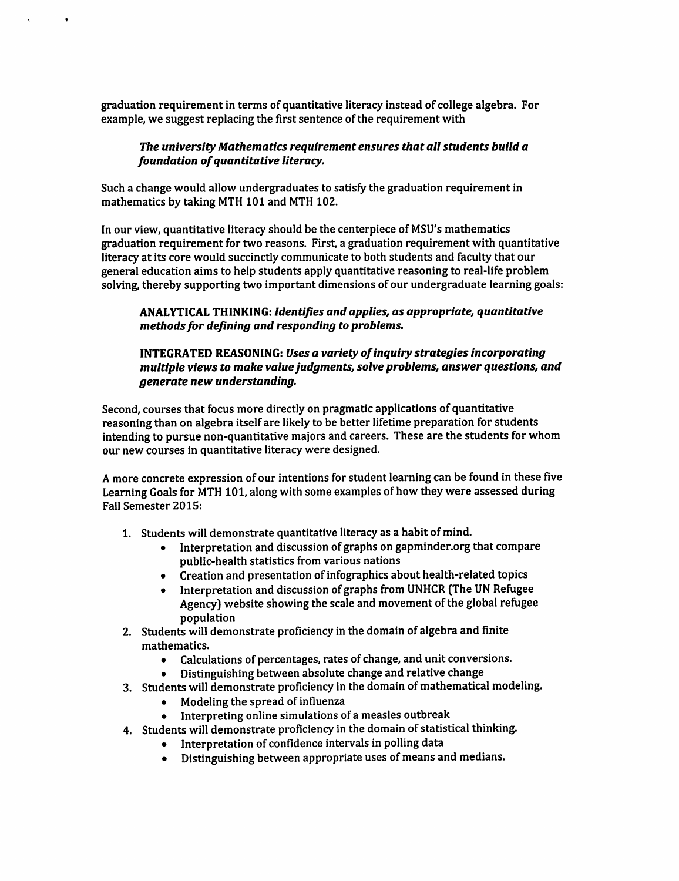graduation requirement in terms of quantitative literacy instead of college algebra. For example, we suggest replacing the first sentence of the requirement with

> ***The university Mathematics requirement ensures that all students build a foundation of quantitative literacy.***

Such a change would allow undergraduates to satisfy the graduation requirement in mathematics by taking MTH 101 and MTH 102.

In our view, quantitative literacy should be the centerpiece of MSU's mathematics graduation requirement for two reasons. First, a graduation requirement with quantitative literacy at its core would succinctly communicate to both students and faculty that our general education aims to help students apply quantitative reasoning to real-life problem solving, thereby supporting two important dimensions of our undergraduate learning goals:

> **ANALYTICAL THINKING:** ***Identifies and applies, as appropriate, quantitative methods for defining and responding to problems.***
>
> **INTEGRATED REASONING:** ***Uses a variety of inquiry strategies incorporating multiple views to make value judgments, solve problems, answer questions, and generate new understanding.***

Second, courses that focus more directly on pragmatic applications of quantitative reasoning than on algebra itself are likely to be better lifetime preparation for students intending to pursue non-quantitative majors and careers. These are the students for whom our new courses in quantitative literacy were designed.

A more concrete expression of our intentions for student learning can be found in these five Learning Goals for MTH 101, along with some examples of how they were assessed during Fall Semester 2015:

1. Students will demonstrate quantitative literacy as a habit of mind.
   - Interpretation and discussion of graphs on gapminder.org that compare public-health statistics from various nations
   - Creation and presentation of infographics about health-related topics
   - Interpretation and discussion of graphs from UNHCR (The UN Refugee Agency) website showing the scale and movement of the global refugee population
2. Students will demonstrate proficiency in the domain of algebra and finite mathematics.
   - Calculations of percentages, rates of change, and unit conversions.
   - Distinguishing between absolute change and relative change
3. Students will demonstrate proficiency in the domain of mathematical modeling.
   - Modeling the spread of influenza
   - Interpreting online simulations of a measles outbreak
4. Students will demonstrate proficiency in the domain of statistical thinking.
   - Interpretation of confidence intervals in polling data
   - Distinguishing between appropriate uses of means and medians.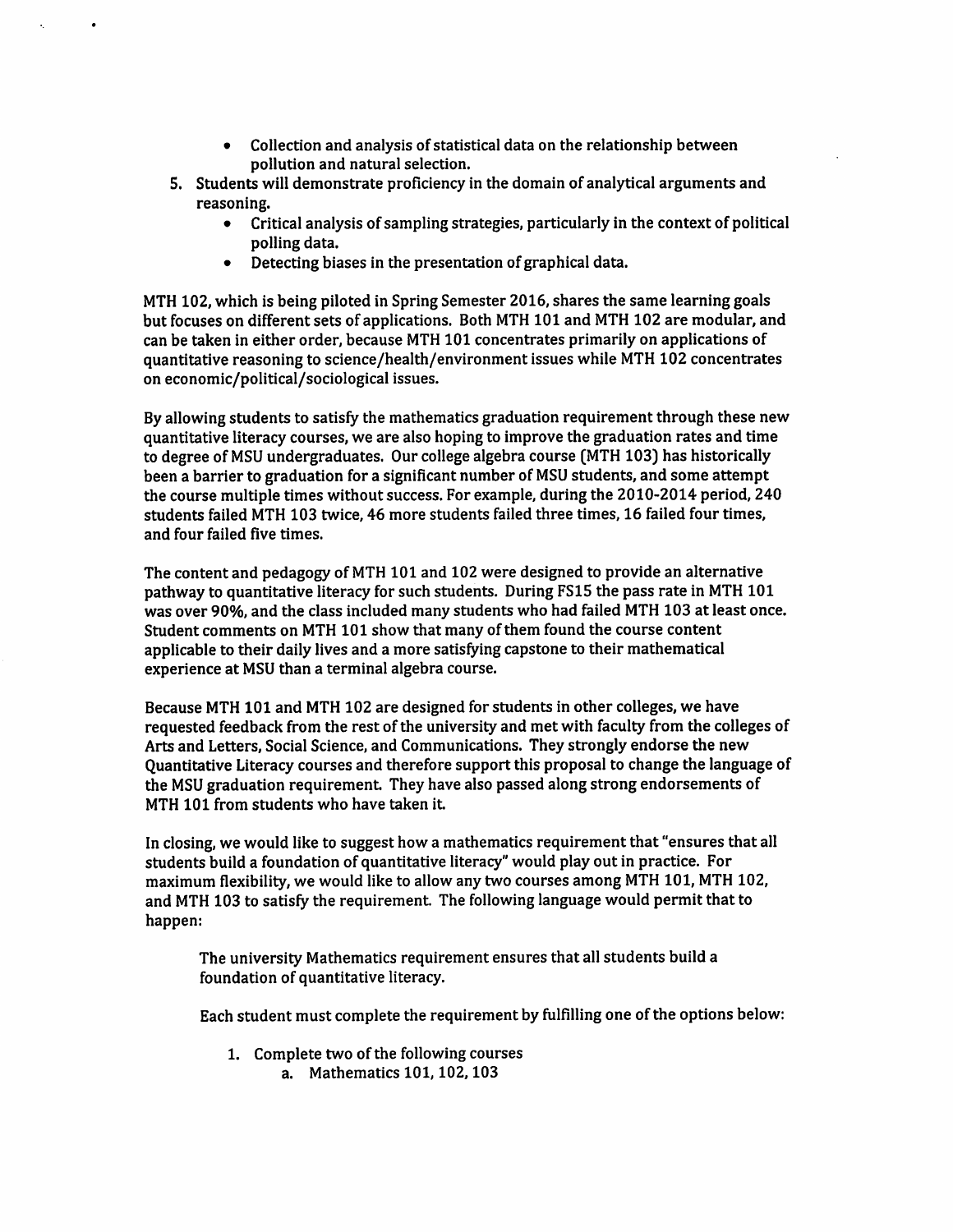- Collection and analysis of statistical data on the relationship between pollution and natural selection.

5. Students will demonstrate proficiency in the domain of analytical arguments and reasoning.
    - Critical analysis of sampling strategies, particularly in the context of political polling data.
    - Detecting biases in the presentation of graphical data.

MTH 102, which is being piloted in Spring Semester 2016, shares the same learning goals but focuses on different sets of applications. Both MTH 101 and MTH 102 are modular, and can be taken in either order, because MTH 101 concentrates primarily on applications of quantitative reasoning to science/health/environment issues while MTH 102 concentrates on economic/political/sociological issues.

By allowing students to satisfy the mathematics graduation requirement through these new quantitative literacy courses, we are also hoping to improve the graduation rates and time to degree of MSU undergraduates. Our college algebra course (MTH 103) has historically been a barrier to graduation for a significant number of MSU students, and some attempt the course multiple times without success. For example, during the 2010-2014 period, 240 students failed MTH 103 twice, 46 more students failed three times, 16 failed four times, and four failed five times.

The content and pedagogy of MTH 101 and 102 were designed to provide an alternative pathway to quantitative literacy for such students. During FS15 the pass rate in MTH 101 was over 90%, and the class included many students who had failed MTH 103 at least once. Student comments on MTH 101 show that many of them found the course content applicable to their daily lives and a more satisfying capstone to their mathematical experience at MSU than a terminal algebra course.

Because MTH 101 and MTH 102 are designed for students in other colleges, we have requested feedback from the rest of the university and met with faculty from the colleges of Arts and Letters, Social Science, and Communications. They strongly endorse the new Quantitative Literacy courses and therefore support this proposal to change the language of the MSU graduation requirement. They have also passed along strong endorsements of MTH 101 from students who have taken it.

In closing, we would like to suggest how a mathematics requirement that "ensures that all students build a foundation of quantitative literacy" would play out in practice. For maximum flexibility, we would like to allow any two courses among MTH 101, MTH 102, and MTH 103 to satisfy the requirement. The following language would permit that to happen:

> The university Mathematics requirement ensures that all students build a foundation of quantitative literacy.
>
> Each student must complete the requirement by fulfilling one of the options below:
>
> 1. Complete two of the following courses
>     a. Mathematics 101, 102, 103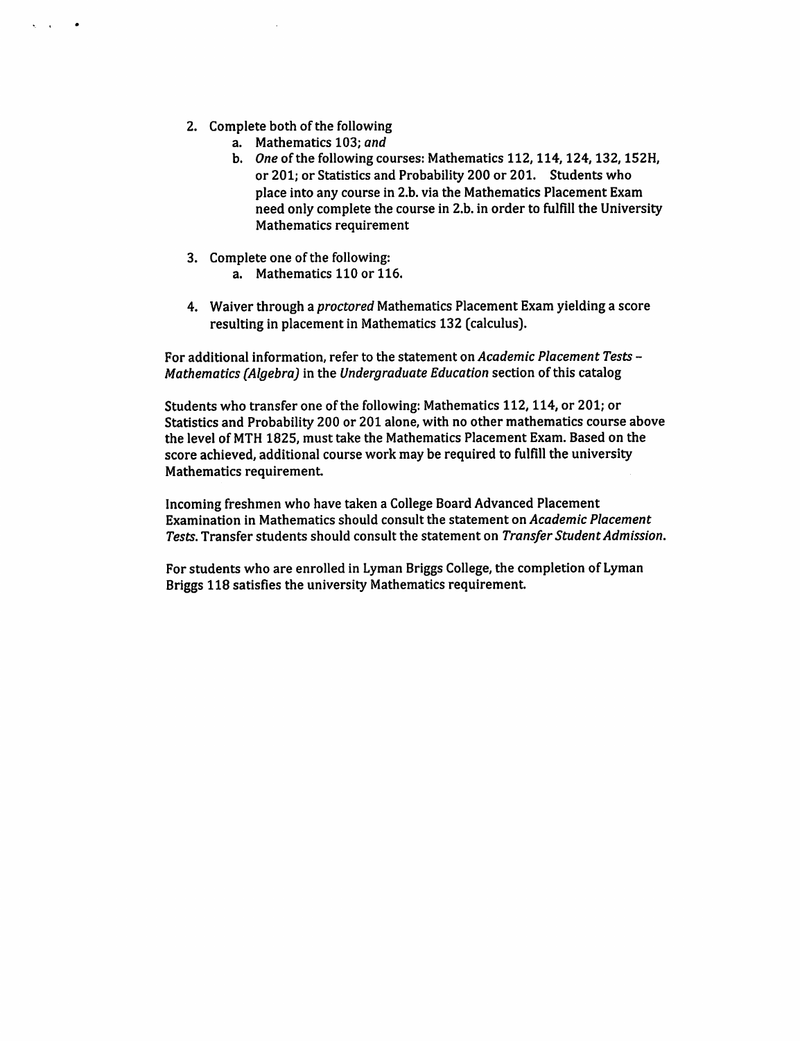2. Complete both of the following
    a. Mathematics 103; *and*
    b. *One* of the following courses: Mathematics 112, 114, 124, 132, 152H, or 201; or Statistics and Probability 200 or 201. Students who place into any course in 2.b. via the Mathematics Placement Exam need only complete the course in 2.b. in order to fulfill the University Mathematics requirement

3. Complete one of the following:
    a. Mathematics 110 or 116.

4. Waiver through a *proctored* Mathematics Placement Exam yielding a score resulting in placement in Mathematics 132 (calculus).

For additional information, refer to the statement on *Academic Placement Tests – Mathematics (Algebra)* in the *Undergraduate Education* section of this catalog

Students who transfer one of the following: Mathematics 112, 114, or 201; or Statistics and Probability 200 or 201 alone, with no other mathematics course above the level of MTH 1825, must take the Mathematics Placement Exam. Based on the score achieved, additional course work may be required to fulfill the university Mathematics requirement.

Incoming freshmen who have taken a College Board Advanced Placement Examination in Mathematics should consult the statement on *Academic Placement Tests*. Transfer students should consult the statement on *Transfer Student Admission*.

For students who are enrolled in Lyman Briggs College, the completion of Lyman Briggs 118 satisfies the university Mathematics requirement.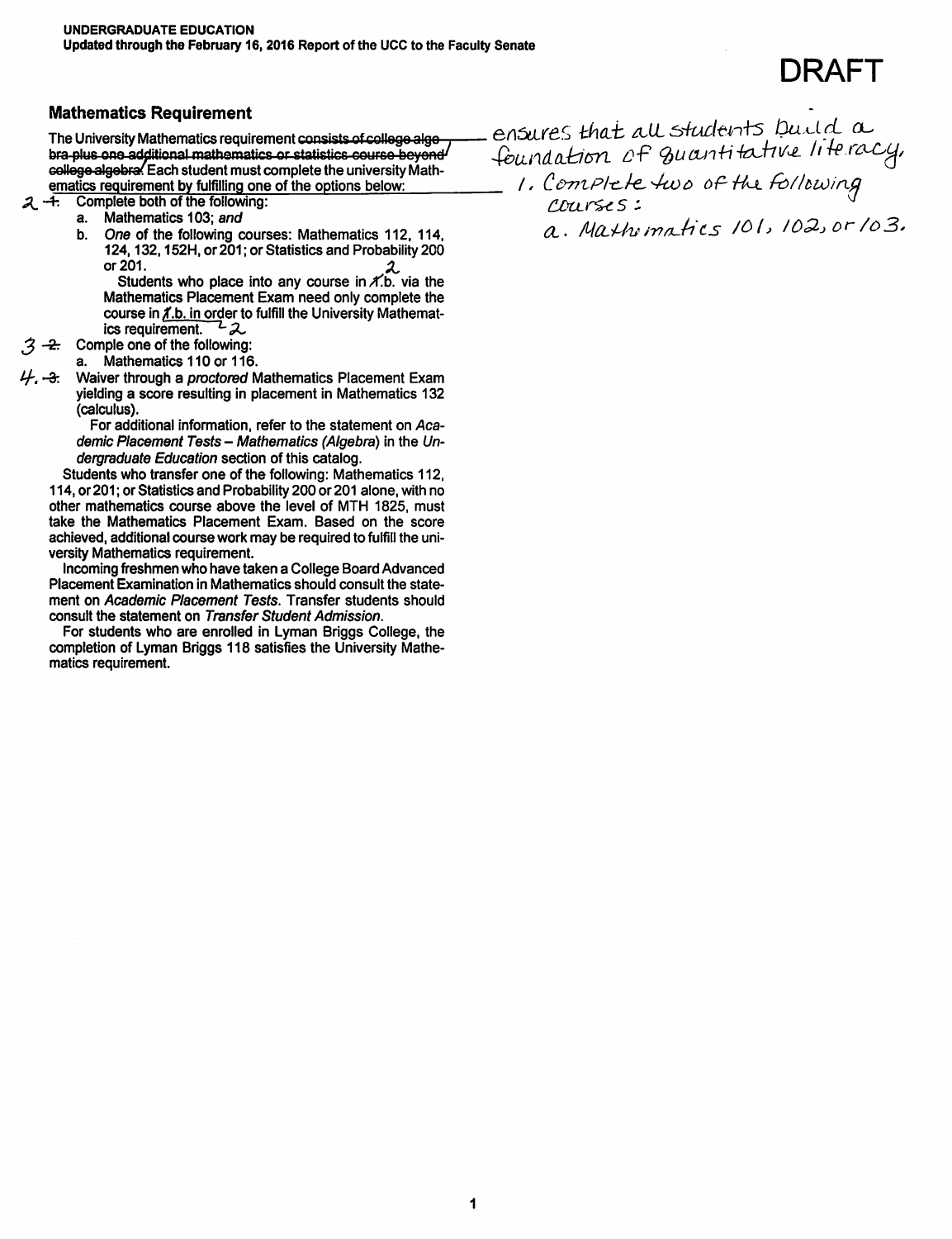UNDERGRADUATE EDUCATION
Updated through the February 16, 2016 Report of the UCC to the Faculty Senate

DRAFT

### Mathematics Requirement

The University Mathematics requirement ~~consists of college algebra plus one additional mathematics or statistics course beyond college algebra.~~ ensures that all students build a foundation of quantitative literacy. Each student must complete the university Mathematics requirement by fulfilling one of the options below:

1. Complete two of the following courses:
   a. Mathematics 101, 102, or 103.

~~1.~~ 2. Complete both of the following:
   a. Mathematics 103; *and*
   b. *One* of the following courses: Mathematics 112, 114, 124, 132, 152H, or 201; or Statistics and Probability 200 or 201.

   Students who place into any course in ~~1~~2.b. via the Mathematics Placement Exam need only complete the course in ~~1~~2.b. in order to fulfill the University Mathematics requirement.

~~2.~~ 3. Comple one of the following:
   a. Mathematics 110 or 116.

~~3.~~ 4. Waiver through a *proctored* Mathematics Placement Exam yielding a score resulting in placement in Mathematics 132 (calculus).

   For additional information, refer to the statement on *Academic Placement Tests – Mathematics (Algebra)* in the *Undergraduate Education* section of this catalog.

Students who transfer one of the following: Mathematics 112, 114, or 201; or Statistics and Probability 200 or 201 alone, with no other mathematics course above the level of MTH 1825, must take the Mathematics Placement Exam. Based on the score achieved, additional course work may be required to fulfill the university Mathematics requirement.

Incoming freshmen who have taken a College Board Advanced Placement Examination in Mathematics should consult the statement on *Academic Placement Tests*. Transfer students should consult the statement on *Transfer Student Admission*.

For students who are enrolled in Lyman Briggs College, the completion of Lyman Briggs 118 satisfies the University Mathematics requirement.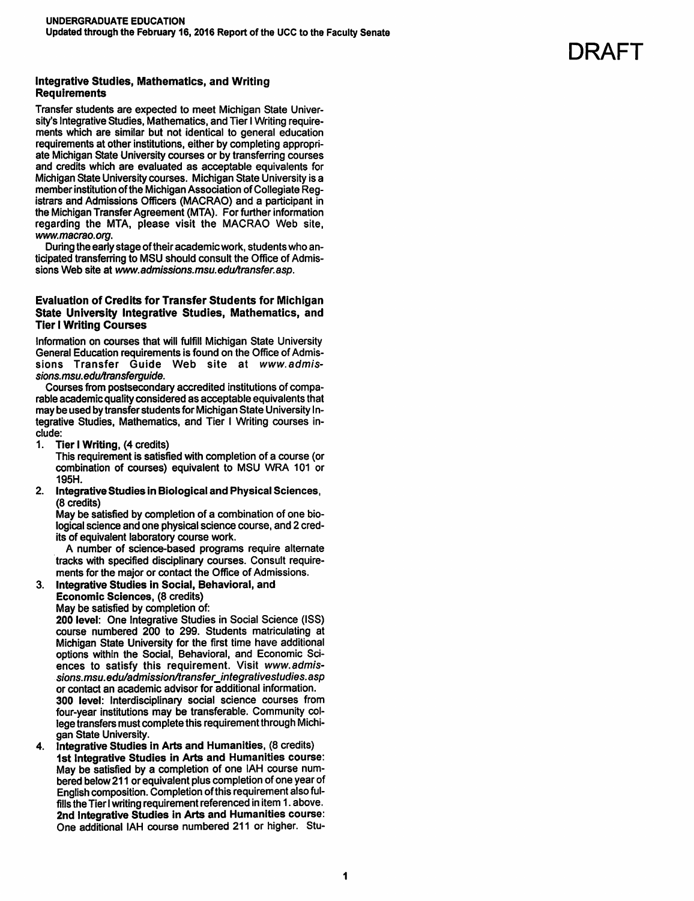## Integrative Studies, Mathematics, and Writing Requirements

Transfer students are expected to meet Michigan State University's Integrative Studies, Mathematics, and Tier I Writing requirements which are similar but not identical to general education requirements at other institutions, either by completing appropriate Michigan State University courses or by transferring courses and credits which are evaluated as acceptable equivalents for Michigan State University courses. Michigan State University is a member institution of the Michigan Association of Collegiate Registrars and Admissions Officers (MACRAO) and a participant in the Michigan Transfer Agreement (MTA). For further information regarding the MTA, please visit the MACRAO Web site, *www.macrao.org.*

During the early stage of their academic work, students who anticipated transferring to MSU should consult the Office of Admissions Web site at *www.admissions.msu.edu/transfer.asp.*

## Evaluation of Credits for Transfer Students for Michigan State University Integrative Studies, Mathematics, and Tier I Writing Courses

Information on courses that will fulfill Michigan State University General Education requirements is found on the Office of Admissions Transfer Guide Web site at *www.admissions.msu.edu/transferguide.*

Courses from postsecondary accredited institutions of comparable academic quality considered as acceptable equivalents that may be used by transfer students for Michigan State University Integrative Studies, Mathematics, and Tier I Writing courses include:

1. **Tier I Writing,** (4 credits)
   This requirement is satisfied with completion of a course (or combination of courses) equivalent to MSU WRA 101 or 195H.
2. **Integrative Studies in Biological and Physical Sciences,** (8 credits)
   May be satisfied by completion of a combination of one biological science and one physical science course, and 2 credits of equivalent laboratory course work.
   A number of science-based programs require alternate tracks with specified disciplinary courses. Consult requirements for the major or contact the Office of Admissions.
3. **Integrative Studies in Social, Behavioral, and Economic Sciences,** (8 credits)
   May be satisfied by completion of:
   **200 level**: One Integrative Studies in Social Science (ISS) course numbered 200 to 299. Students matriculating at Michigan State University for the first time have additional options within the Social, Behavioral, and Economic Sciences to satisfy this requirement. Visit *www.admissions.msu.edu/admission/transfer_integrativestudies.asp* or contact an academic advisor for additional information.
   **300 level**: Interdisciplinary social science courses from four-year institutions may be transferable. Community college transfers must complete this requirement through Michigan State University.
4. **Integrative Studies in Arts and Humanities,** (8 credits)
   **1st Integrative Studies in Arts and Humanities course**: May be satisfied by a completion of one IAH course numbered below 211 or equivalent plus completion of one year of English composition. Completion of this requirement also fulfills the Tier I writing requirement referenced in item 1. above.
   **2nd Integrative Studies in Arts and Humanities course**: One additional IAH course numbered 211 or higher. Stu-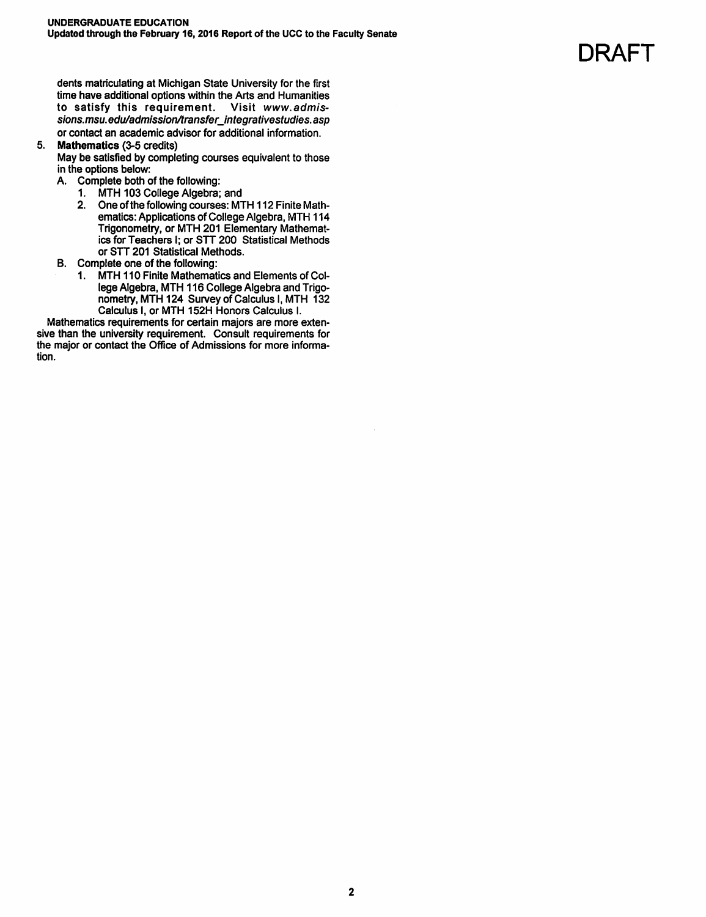dents matriculating at Michigan State University for the first time have additional options within the Arts and Humanities to satisfy this requirement. Visit *www.admissions.msu.edu/admission/transfer_integrativestudies.asp* or contact an academic advisor for additional information.

5. **Mathematics** (3-5 credits)

   May be satisfied by completing courses equivalent to those in the options below:

   A. Complete both of the following:
      1. MTH 103 College Algebra; and
      2. One of the following courses: MTH 112 Finite Mathematics: Applications of College Algebra, MTH 114 Trigonometry, or MTH 201 Elementary Mathematics for Teachers I; or STT 200 Statistical Methods or STT 201 Statistical Methods.

   B. Complete one of the following:
      1. MTH 110 Finite Mathematics and Elements of College Algebra, MTH 116 College Algebra and Trigonometry, MTH 124 Survey of Calculus I, MTH 132 Calculus I, or MTH 152H Honors Calculus I.

Mathematics requirements for certain majors are more extensive than the university requirement. Consult requirements for the major or contact the Office of Admissions for more information.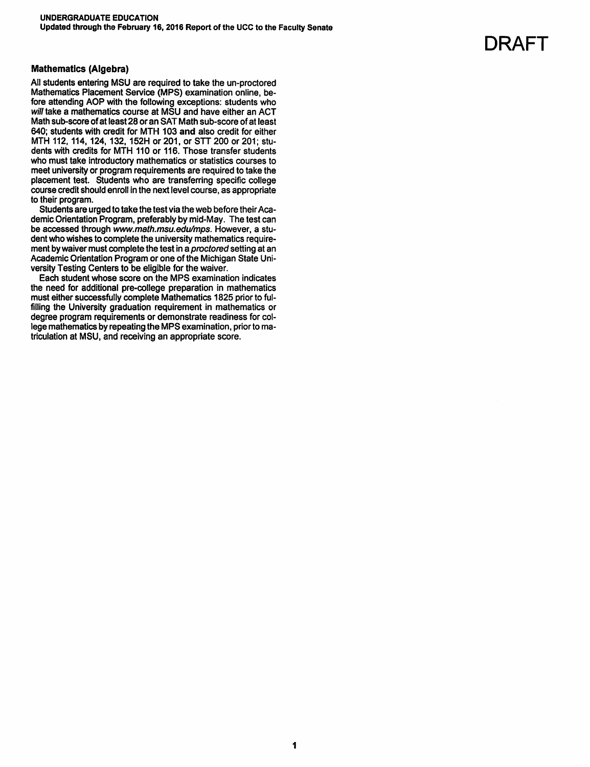DRAFT

### Mathematics (Algebra)

All students entering MSU are required to take the un-proctored Mathematics Placement Service (MPS) examination online, before attending AOP with the following exceptions: students who *will* take a mathematics course at MSU and have either an ACT Math sub-score of at least 28 or an SAT Math sub-score of at least 640; students with credit for MTH 103 **and** also credit for either MTH 112, 114, 124, 132, 152H or 201, or STT 200 or 201; students with credits for MTH 110 or 116. Those transfer students who must take introductory mathematics or statistics courses to meet university or program requirements are required to take the placement test. Students who are transferring specific college course credit should enroll in the next level course, as appropriate to their program.

Students are urged to take the test via the web before their Academic Orientation Program, preferably by mid-May. The test can be accessed through *www.math.msu.edu/mps*. However, a student who wishes to complete the university mathematics requirement by waiver must complete the test in a *proctored* setting at an Academic Orientation Program or one of the Michigan State University Testing Centers to be eligible for the waiver.

Each student whose score on the MPS examination indicates the need for additional pre-college preparation in mathematics must either successfully complete Mathematics 1825 prior to fulfilling the University graduation requirement in mathematics or degree program requirements or demonstrate readiness for college mathematics by repeating the MPS examination, prior to matriculation at MSU, and receiving an appropriate score.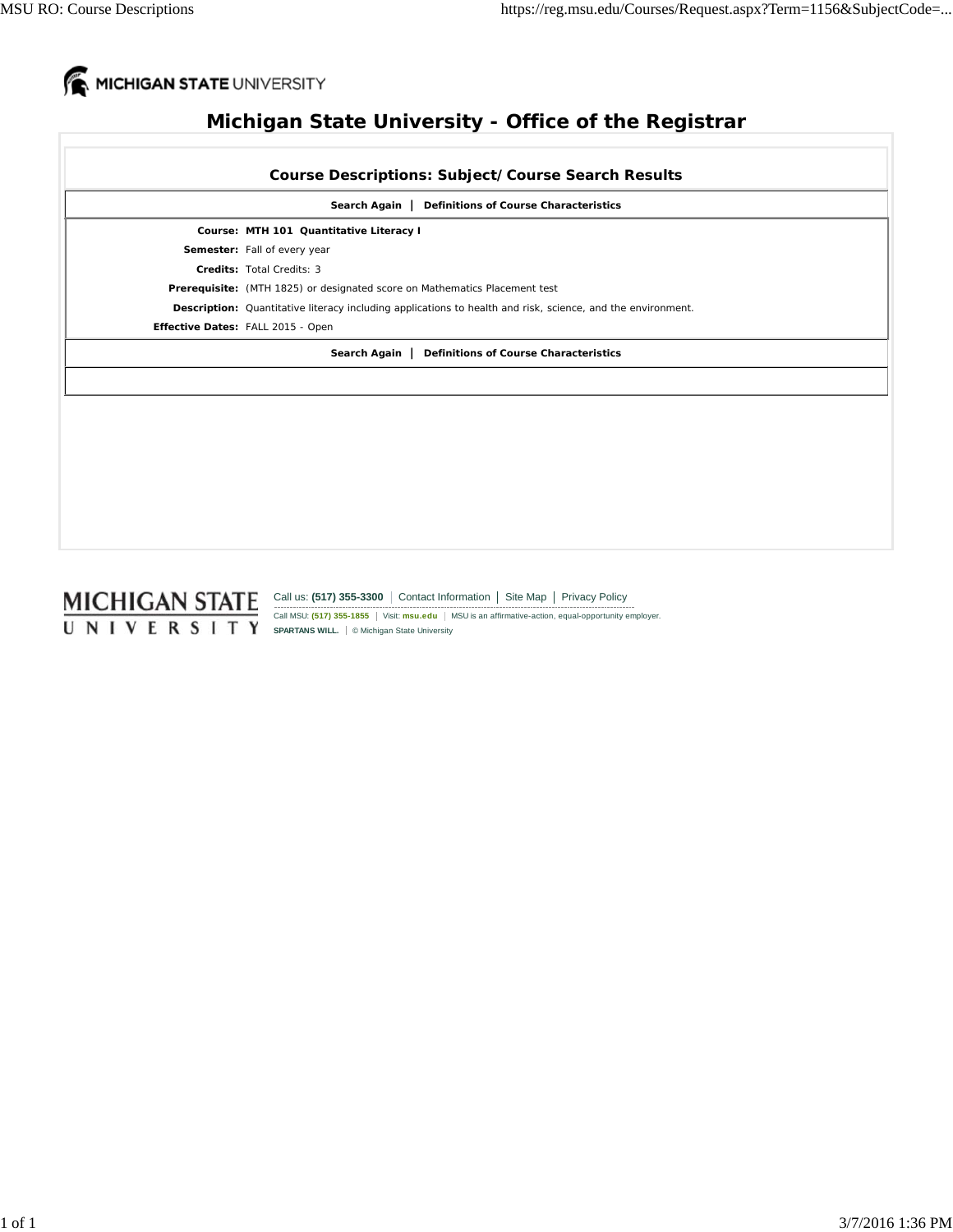MICHIGAN STATE UNIVERSITY

# Michigan State University - Office of the Registrar

## Course Descriptions: Subject/Course Search Results

**Search Again** | **Definitions of Course Characteristics**

**Course:** **MTH 101 Quantitative Literacy I**

**Semester:** Fall of every year

**Credits:** Total Credits: 3

**Prerequisite:** (MTH 1825) or designated score on Mathematics Placement test

**Description:** Quantitative literacy including applications to health and risk, science, and the environment.

**Effective Dates:** FALL 2015 - Open

**Search Again** | **Definitions of Course Characteristics**

MICHIGAN STATE UNIVERSITY

Call us: **(517) 355-3300** | Contact Information | Site Map | Privacy Policy

Call MSU: **(517) 355-1855** | Visit: **msu.edu** | MSU is an affirmative-action, equal-opportunity employer.

**SPARTANS WILL.** | © Michigan State University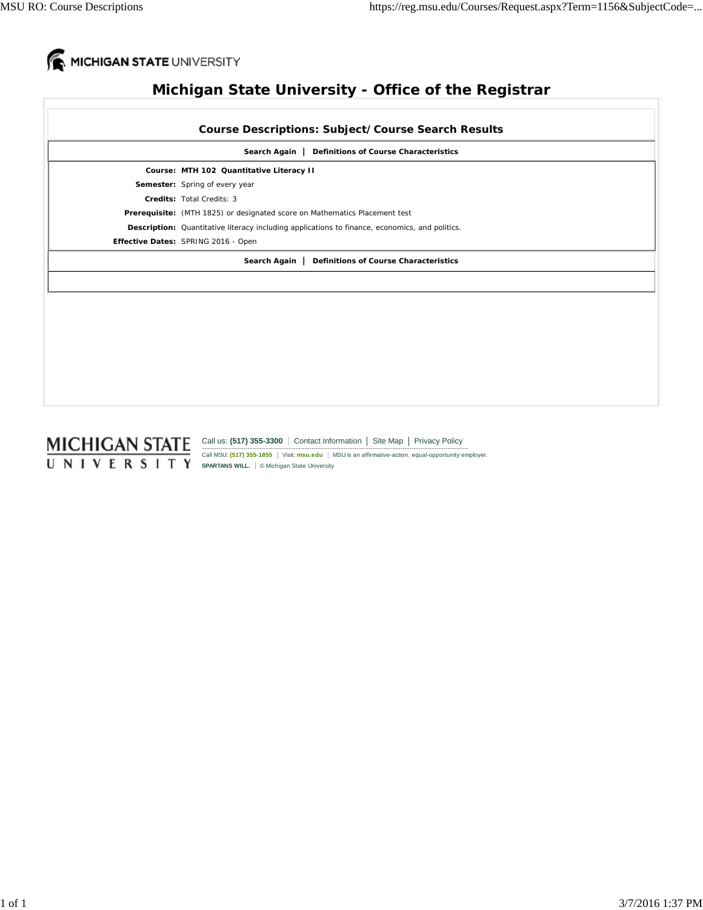MICHIGAN STATE UNIVERSITY

# Michigan State University - Office of the Registrar

## Course Descriptions: Subject/Course Search Results

**Search Again** | **Definitions of Course Characteristics**

| | |
|---|---|
| **Course:** | **MTH 102 Quantitative Literacy II** |
| **Semester:** | Spring of every year |
| **Credits:** | Total Credits: 3 |
| **Prerequisite:** | (MTH 1825) or designated score on Mathematics Placement test |
| **Description:** | Quantitative literacy including applications to finance, economics, and politics. |
| **Effective Dates:** | SPRING 2016 - Open |

**Search Again** | **Definitions of Course Characteristics**

MICHIGAN STATE UNIVERSITY

Call us: **(517) 355-3300** | Contact Information | Site Map | Privacy Policy

Call MSU: **(517) 355-1855** | Visit: **msu.edu** | MSU is an affirmative-action, equal-opportunity employer.

**SPARTANS WILL.** | © Michigan State University